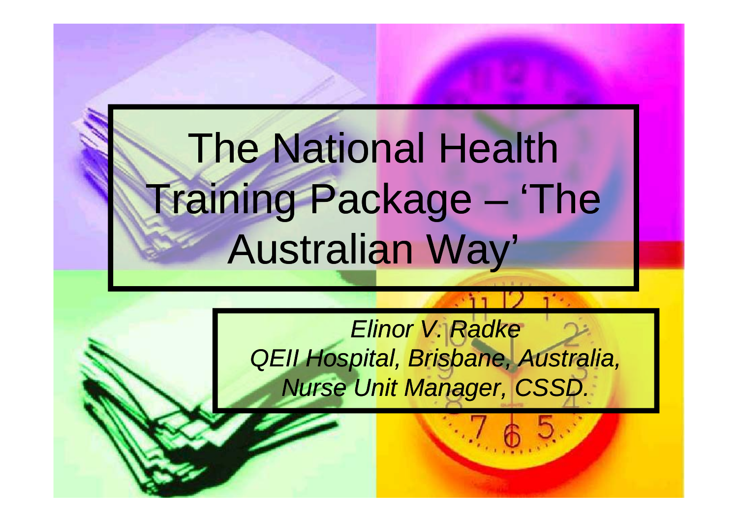# The National Health Training Package – 'The Australian Way'

*Elinor V. Radke*
*QEII Hospital, Brisbane, Australia,*
*Nurse Unit Manager, CSSD.*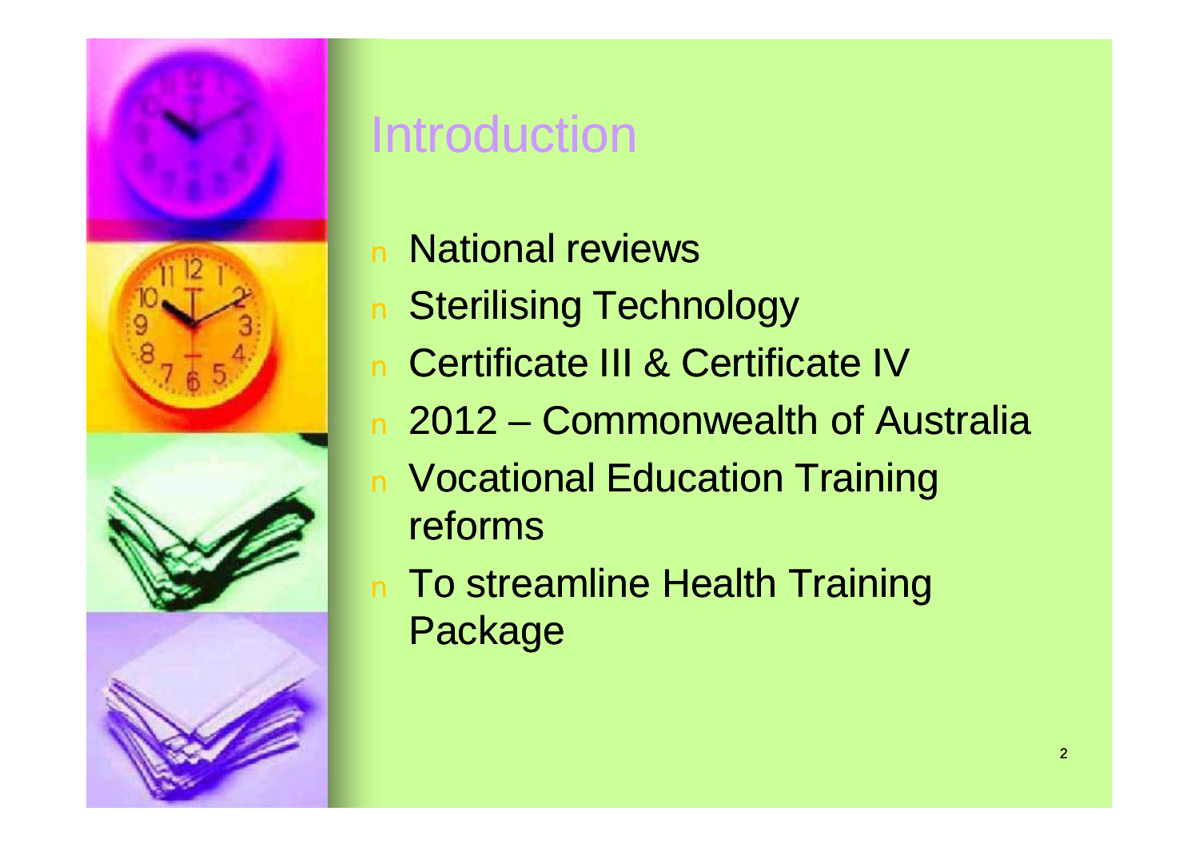# Introduction

- National reviews
- Sterilising Technology
- Certificate III & Certificate IV
- 2012 – Commonwealth of Australia
- Vocational Education Training reforms
- To streamline Health Training Package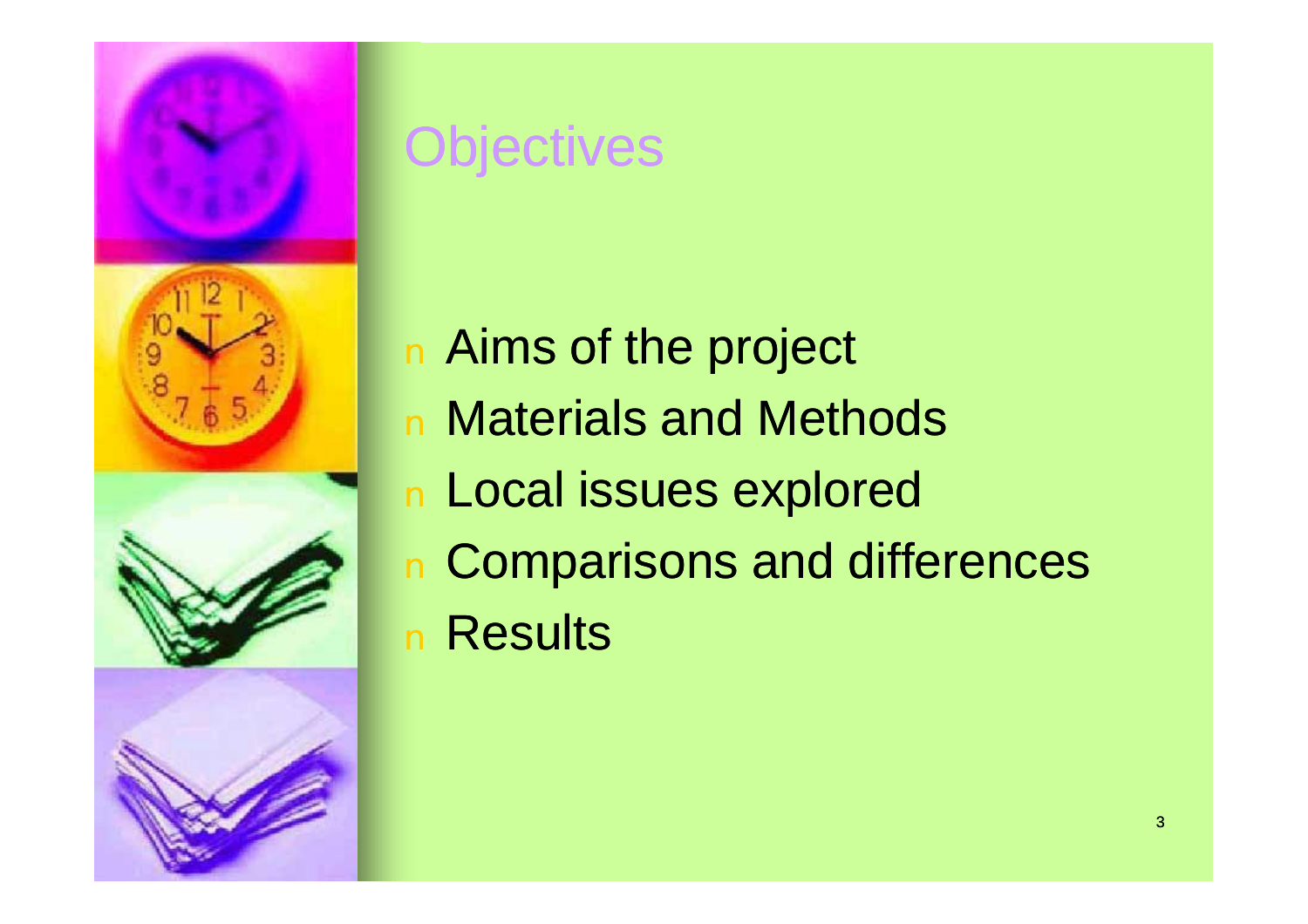# Objectives

- Aims of the project
- Materials and Methods
- Local issues explored
- Comparisons and differences
- Results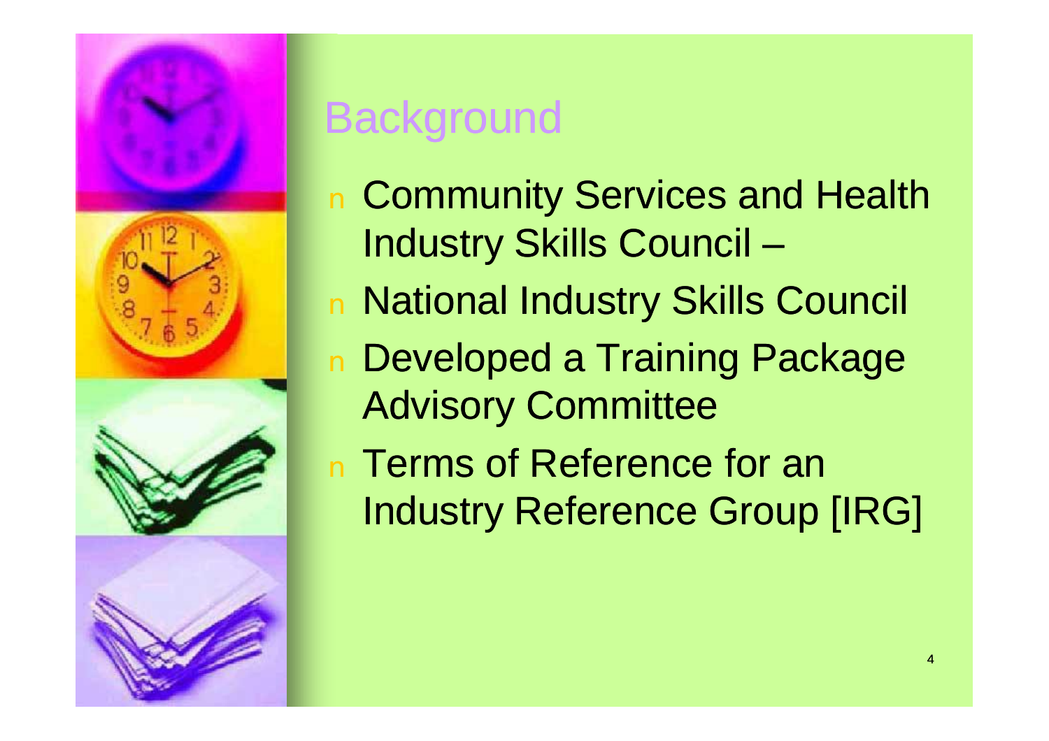# Background

- Community Services and Health Industry Skills Council –
- National Industry Skills Council
- Developed a Training Package Advisory Committee
- Terms of Reference for an Industry Reference Group [IRG]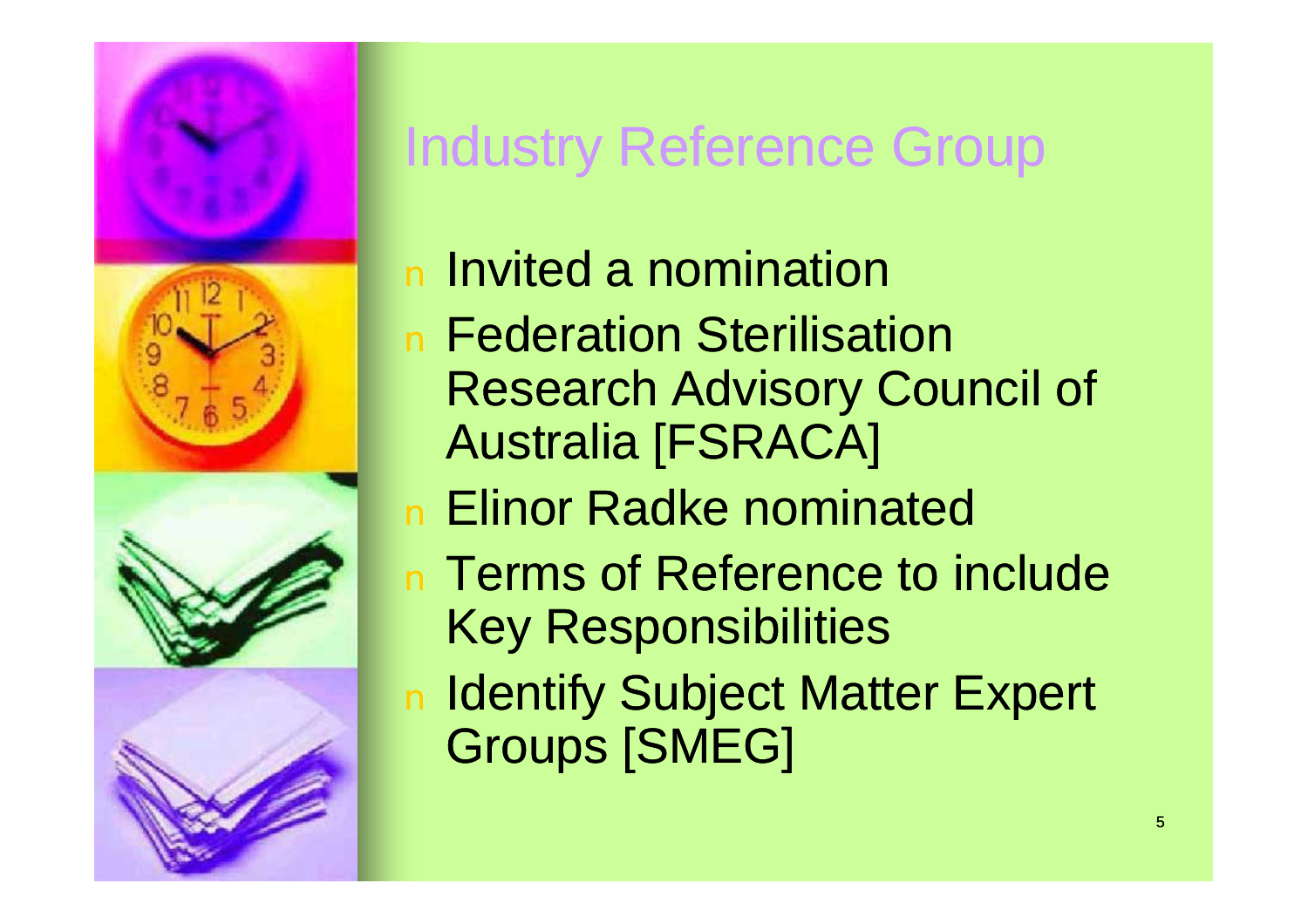# Industry Reference Group

- Invited a nomination
- Federation Sterilisation Research Advisory Council of Australia [FSRACA]
- Elinor Radke nominated
- Terms of Reference to include Key Responsibilities
- Identify Subject Matter Expert Groups [SMEG]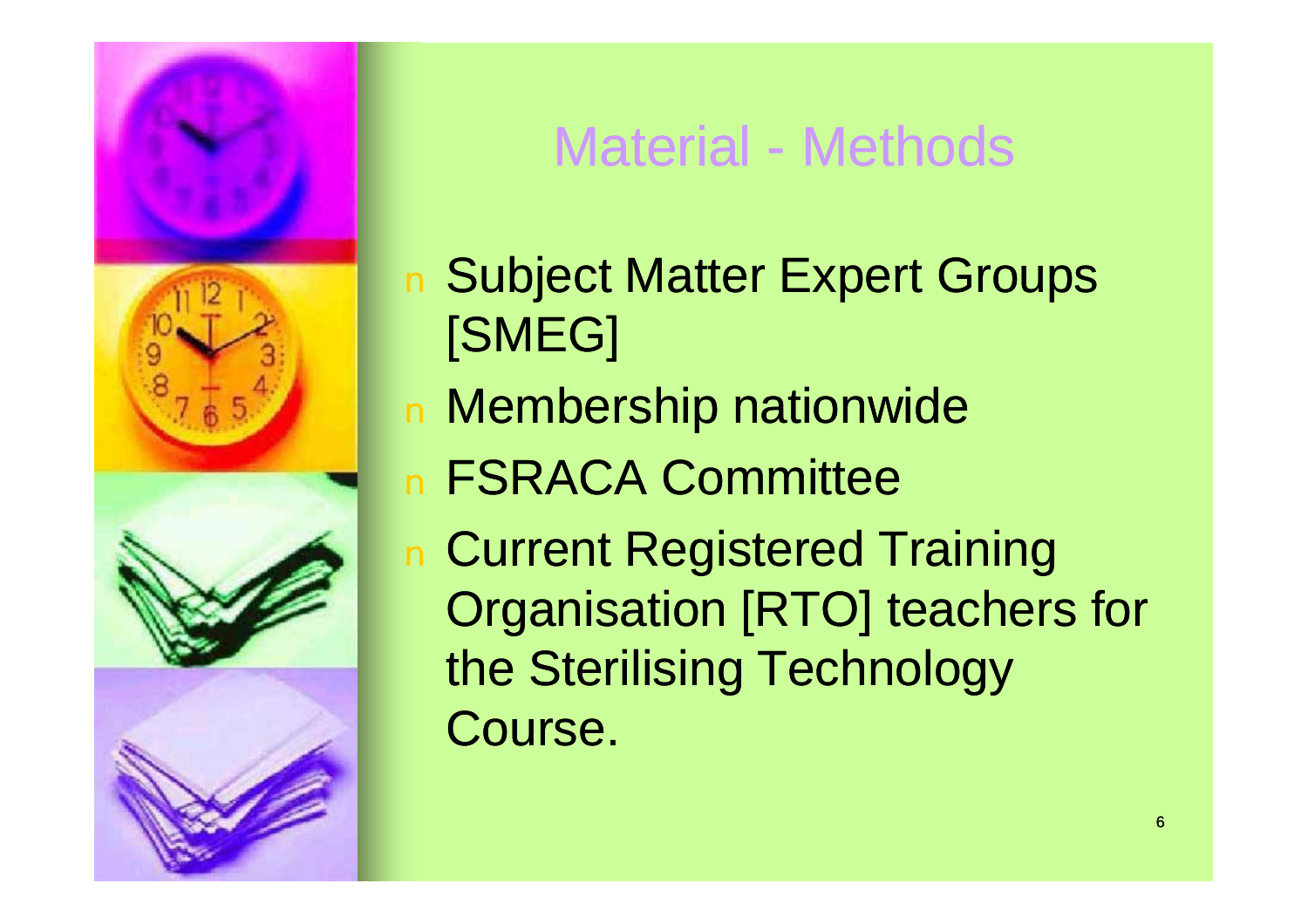# Material - Methods

- Subject Matter Expert Groups [SMEG]
- Membership nationwide
- FSRACA Committee
- Current Registered Training Organisation [RTO] teachers for the Sterilising Technology Course.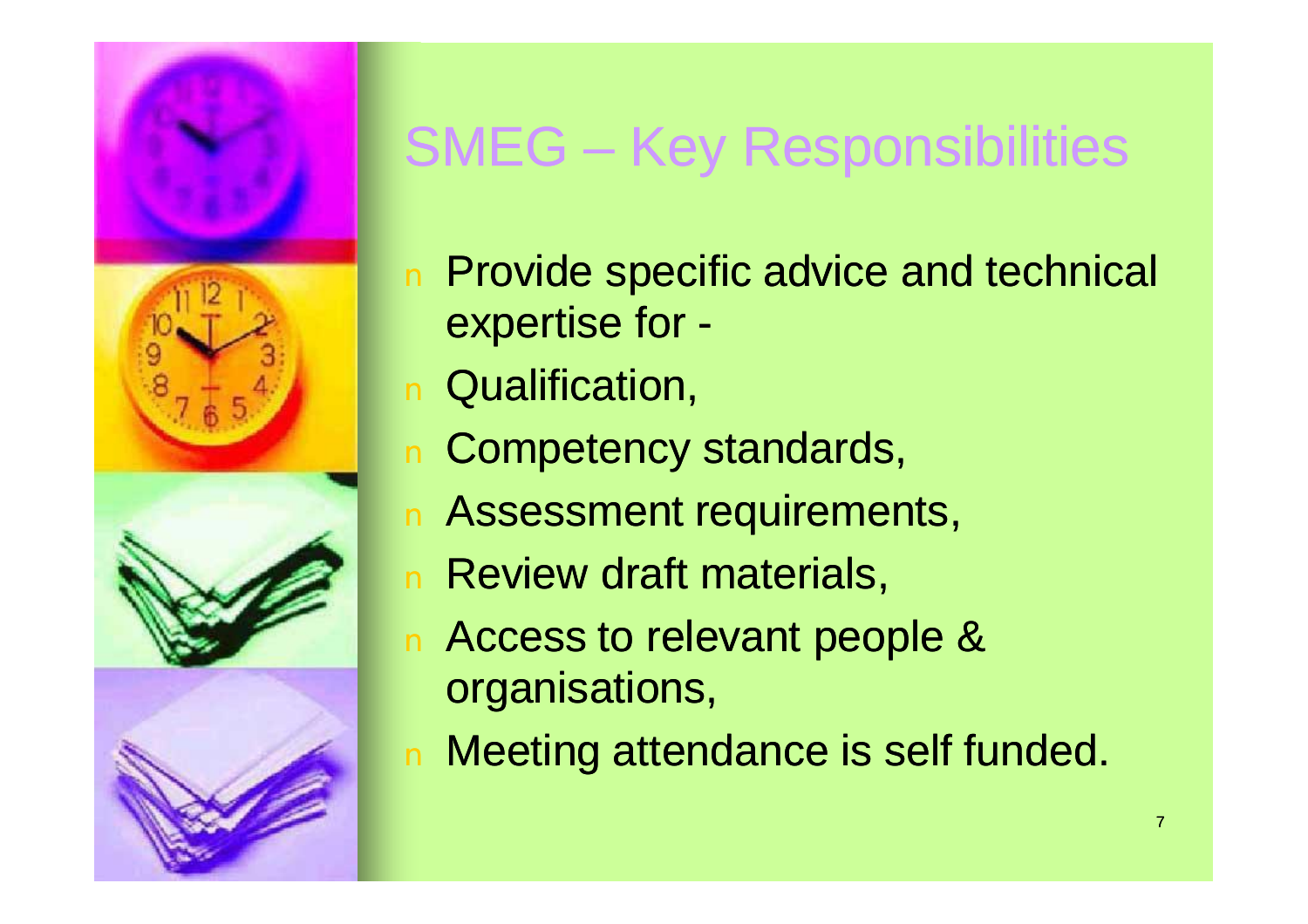# SMEG – Key Responsibilities

- Provide specific advice and technical expertise for -
- Qualification,
- Competency standards,
- Assessment requirements,
- Review draft materials,
- Access to relevant people & organisations,
- Meeting attendance is self funded.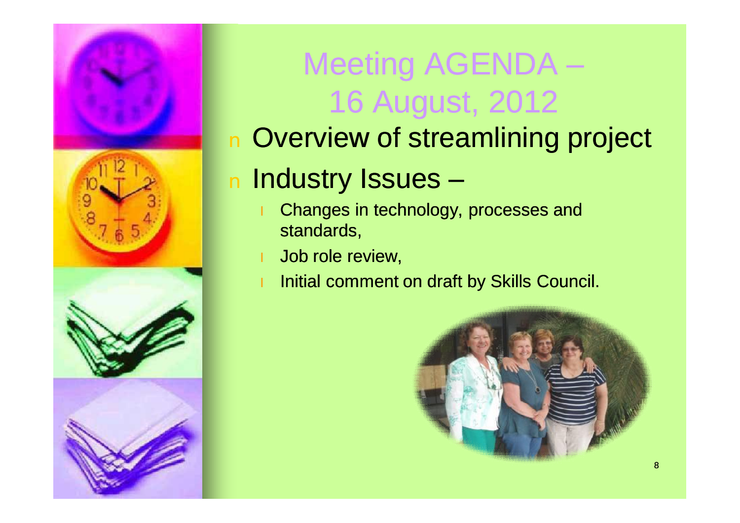# Meeting AGENDA – 16 August, 2012

- Overview of streamlining project
- Industry Issues –
  - Changes in technology, processes and standards,
  - Job role review,
  - Initial comment on draft by Skills Council.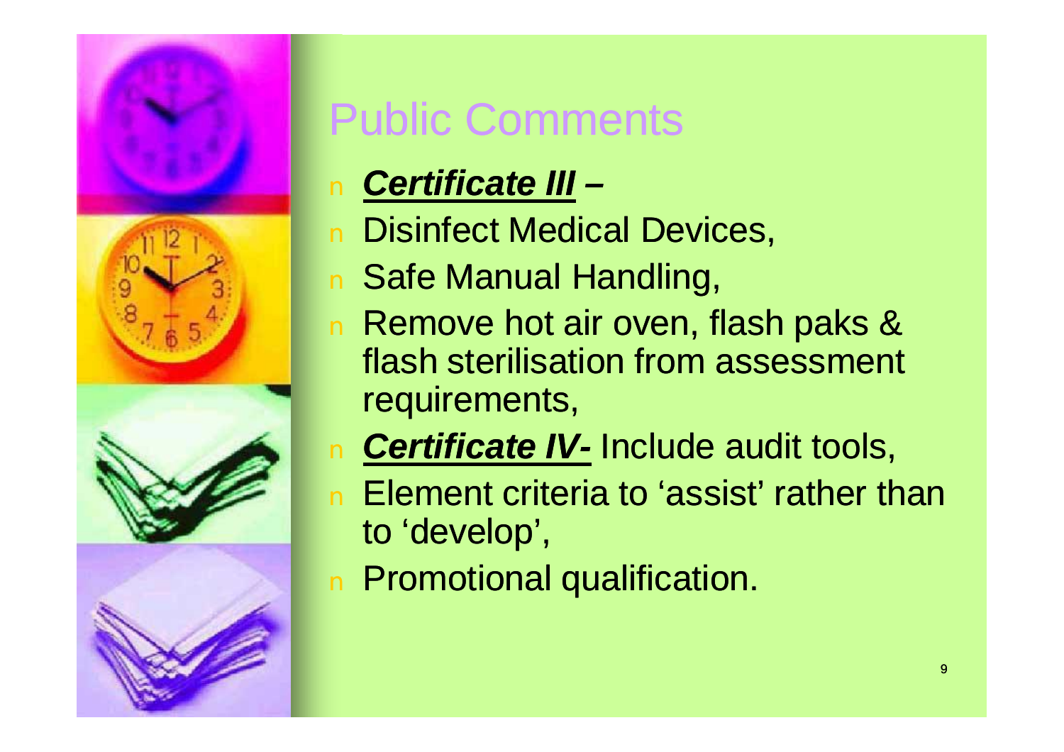# Public Comments

- ***Certificate III*** **–**
- Disinfect Medical Devices,
- Safe Manual Handling,
- Remove hot air oven, flash paks & flash sterilisation from assessment requirements,
- ***Certificate IV-*** Include audit tools,
- Element criteria to 'assist' rather than to 'develop',
- Promotional qualification.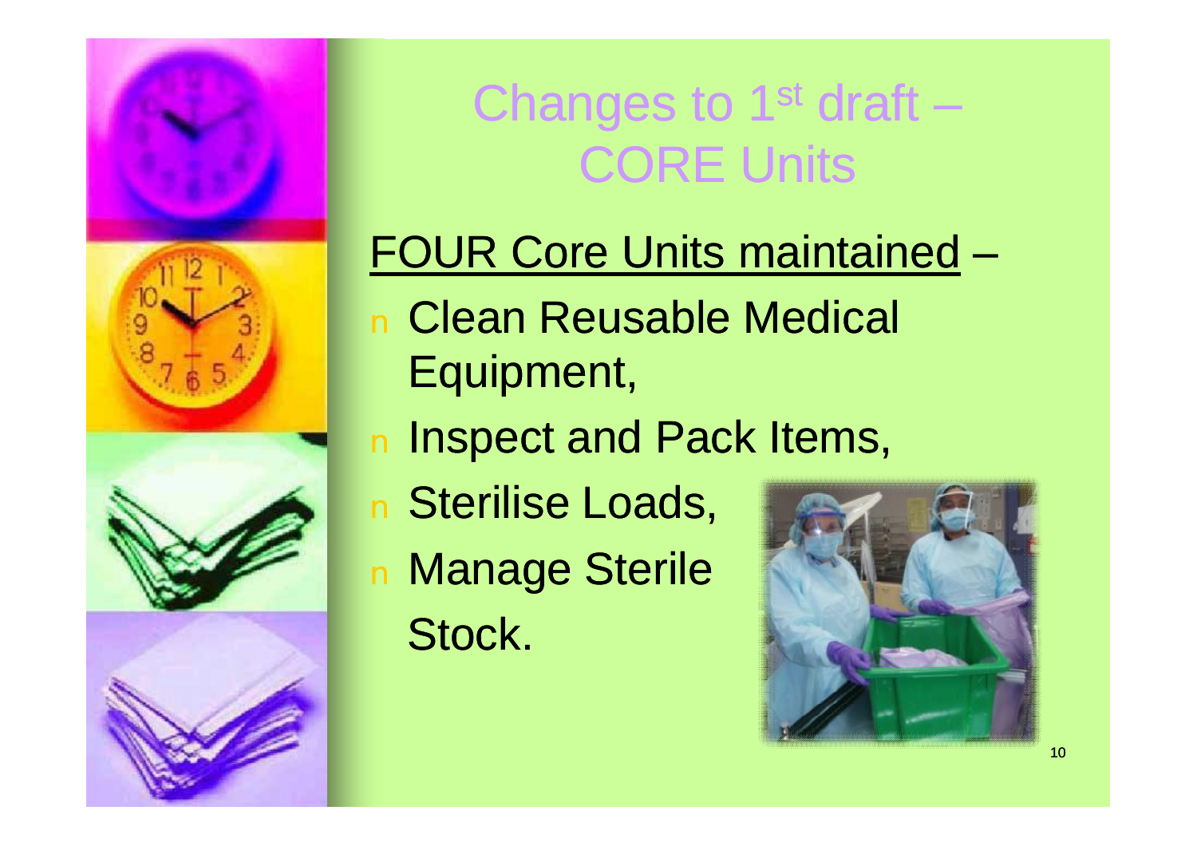# Changes to 1st draft – CORE Units

<u>FOUR Core Units maintained</u> –

- Clean Reusable Medical Equipment,
- Inspect and Pack Items,
- Sterilise Loads,
- Manage Sterile Stock.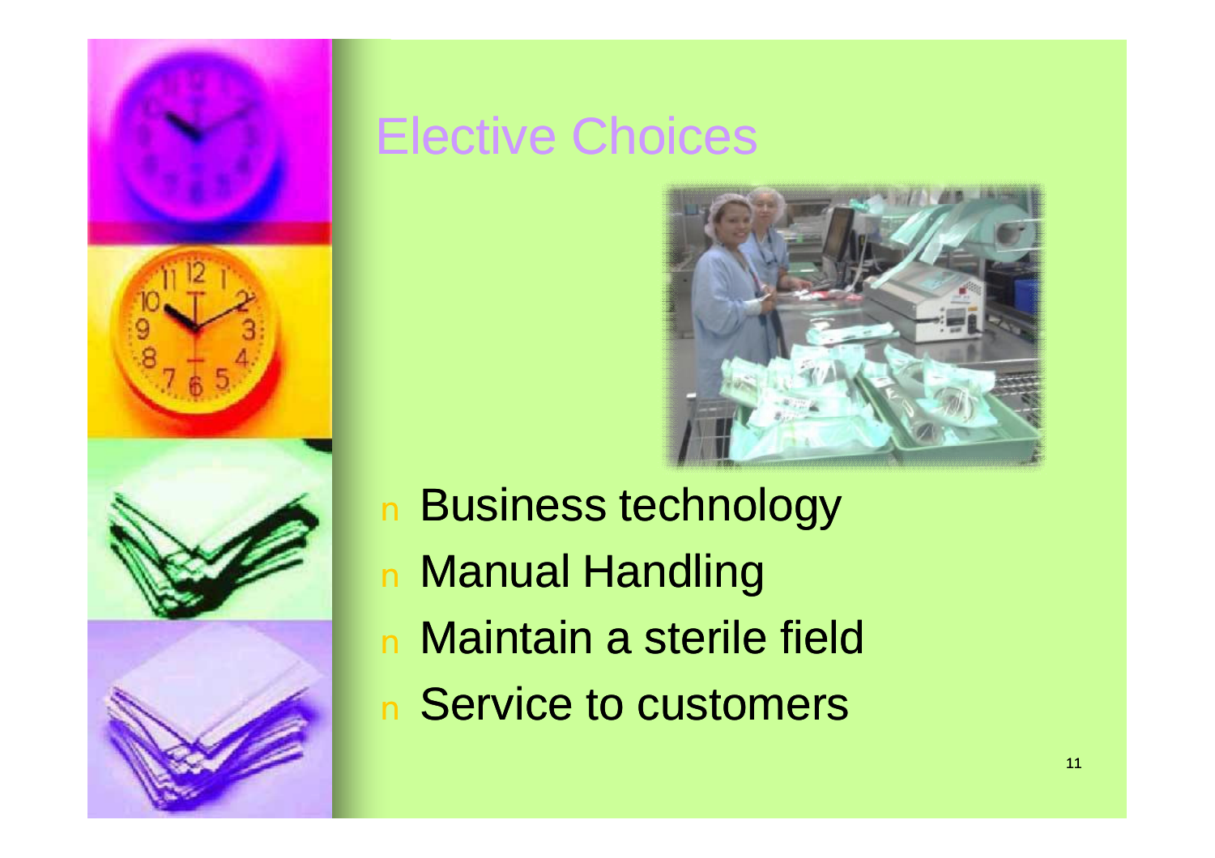# Elective Choices

- Business technology
- Manual Handling
- Maintain a sterile field
- Service to customers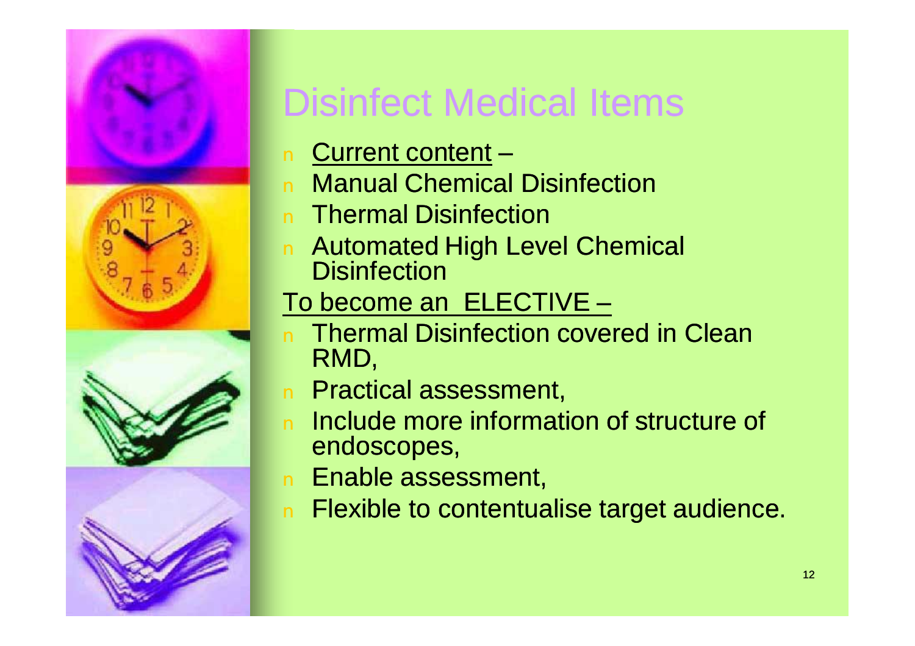# Disinfect Medical Items

- Current content –
- Manual Chemical Disinfection
- Thermal Disinfection
- Automated High Level Chemical Disinfection

To become an ELECTIVE –

- Thermal Disinfection covered in Clean RMD,
- Practical assessment,
- Include more information of structure of endoscopes,
- Enable assessment,
- Flexible to contentualise target audience.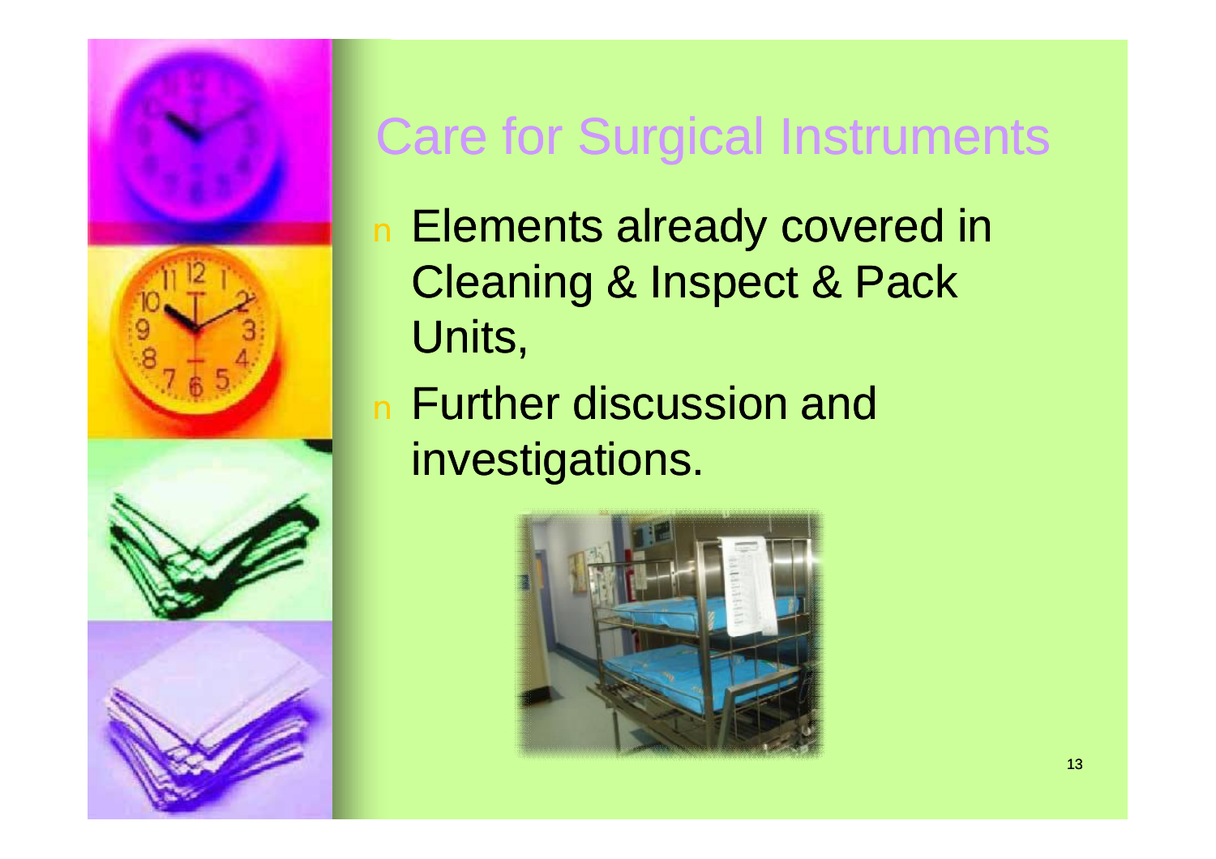# Care for Surgical Instruments

- Elements already covered in Cleaning & Inspect & Pack Units,
- Further discussion and investigations.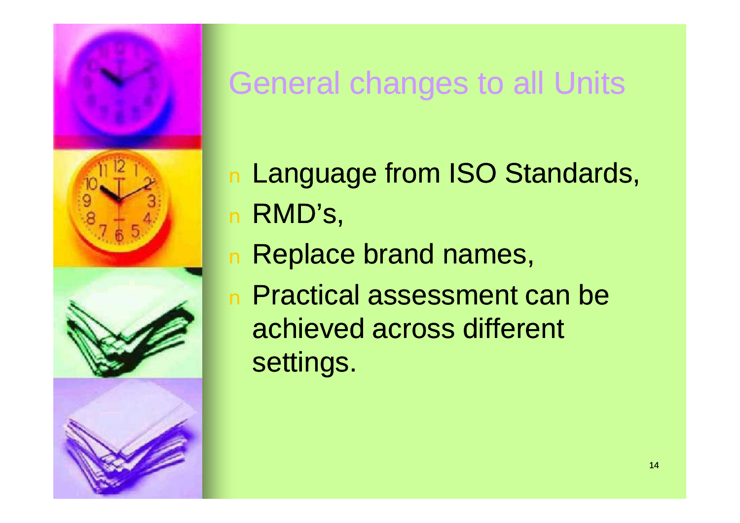# General changes to all Units

- Language from ISO Standards,
- RMD's,
- Replace brand names,
- Practical assessment can be achieved across different settings.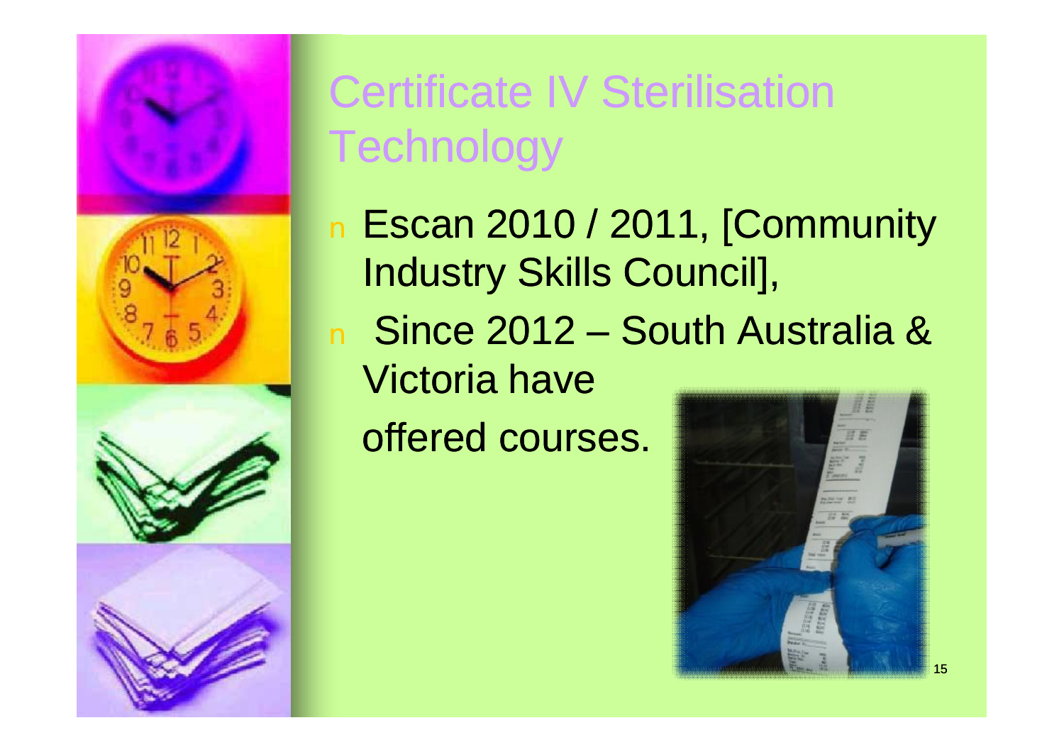# Certificate IV Sterilisation Technology

- Escan 2010 / 2011, [Community Industry Skills Council],
- Since 2012 – South Australia & Victoria have offered courses.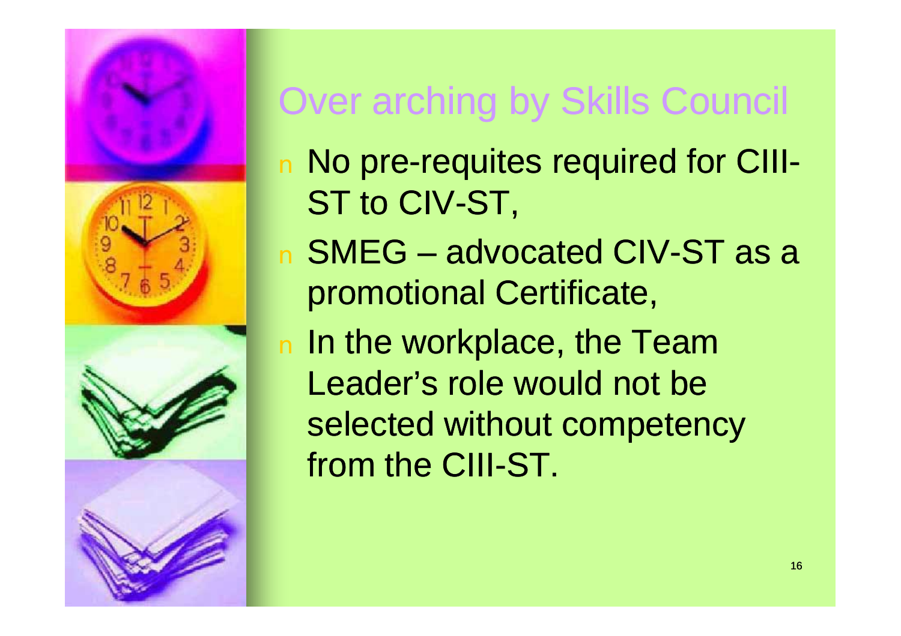# Over arching by Skills Council

- No pre-requites required for CIII-ST to CIV-ST,
- SMEG – advocated CIV-ST as a promotional Certificate,
- In the workplace, the Team Leader's role would not be selected without competency from the CIII-ST.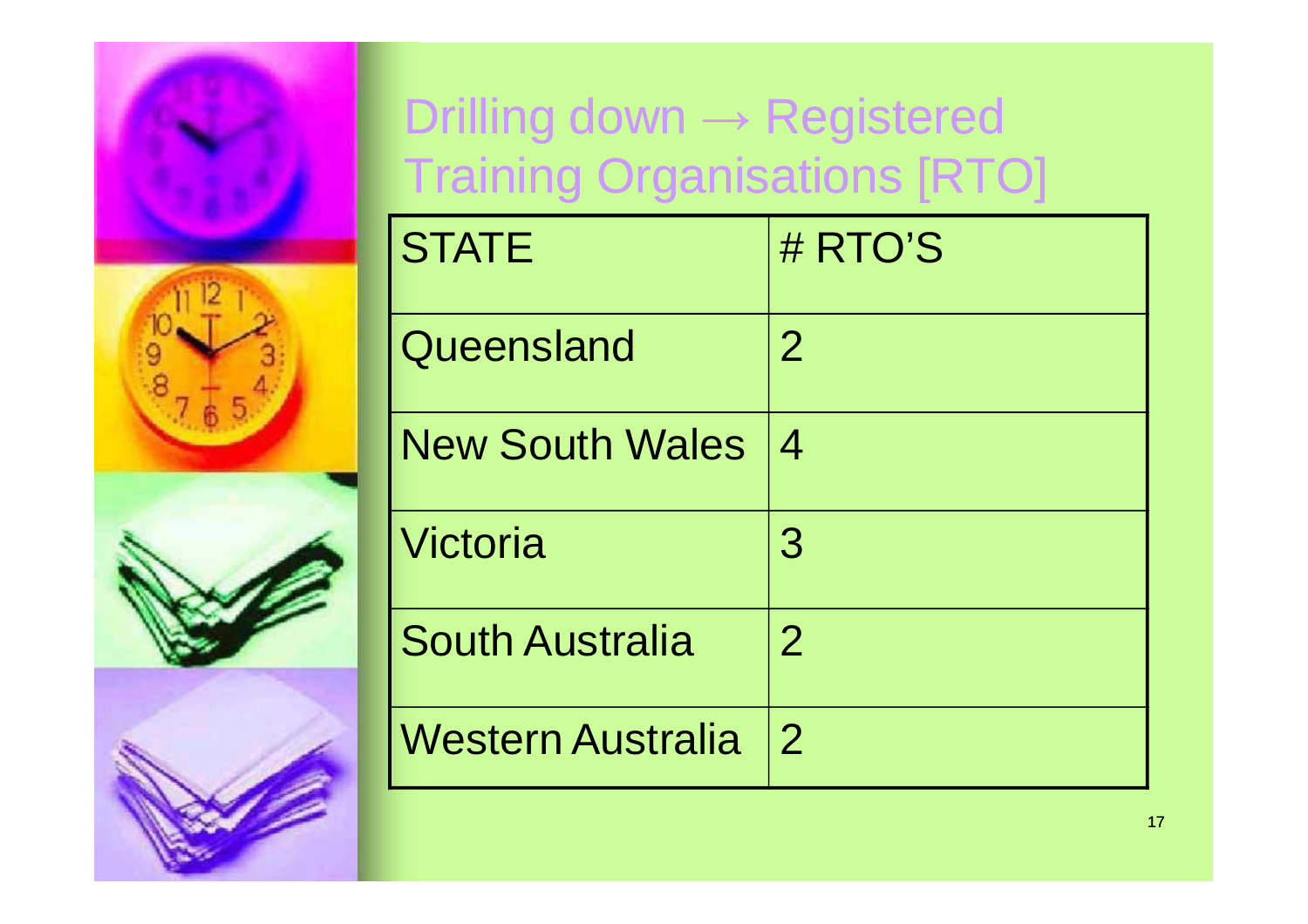# Drilling down → Registered Training Organisations [RTO]

| STATE | # RTO'S |
|---|---|
| Queensland | 2 |
| New South Wales | 4 |
| Victoria | 3 |
| South Australia | 2 |
| Western Australia | 2 |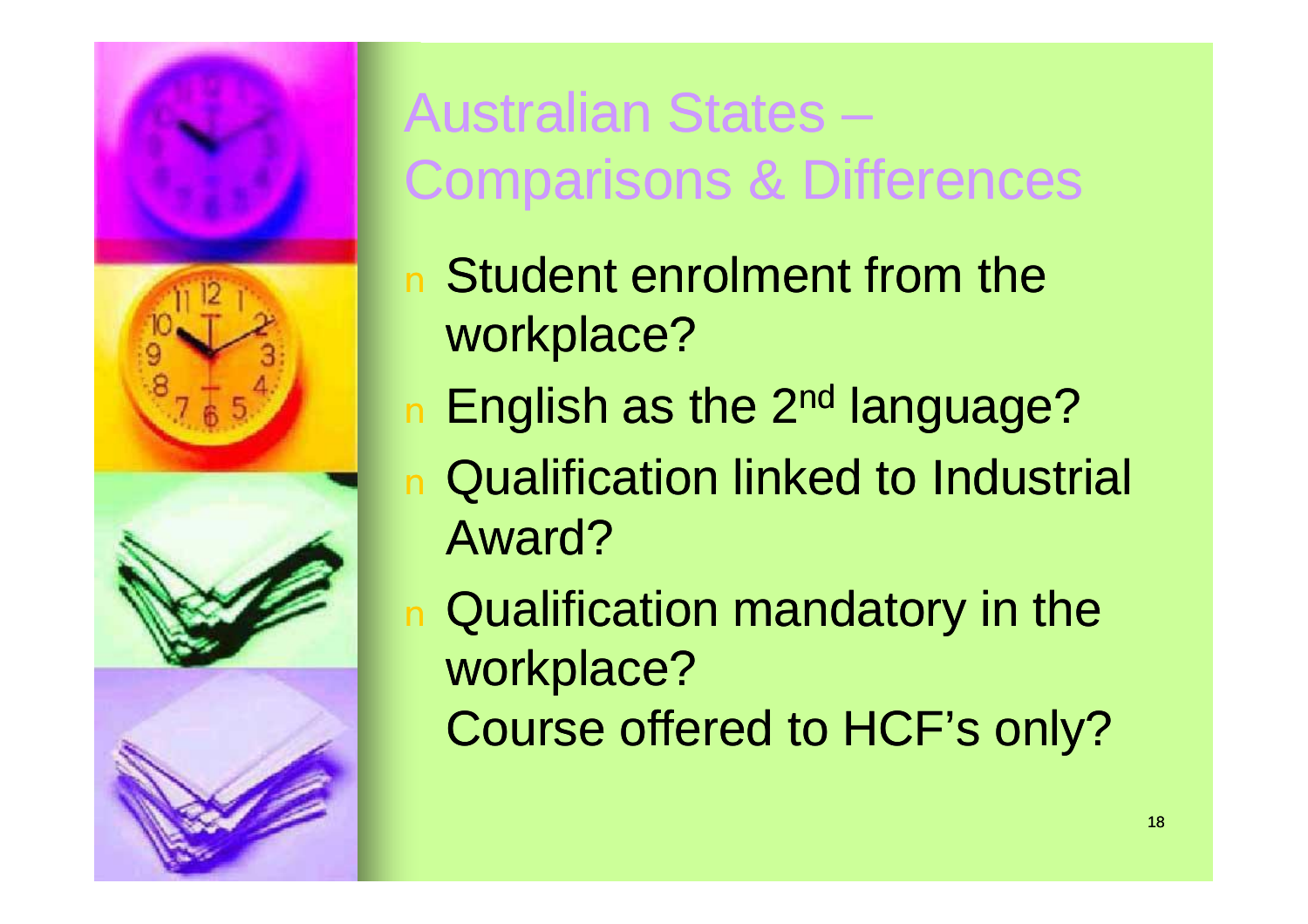# Australian States – Comparisons & Differences

- Student enrolment from the workplace?
- English as the 2nd language?
- Qualification linked to Industrial Award?
- Qualification mandatory in the workplace?
  Course offered to HCF's only?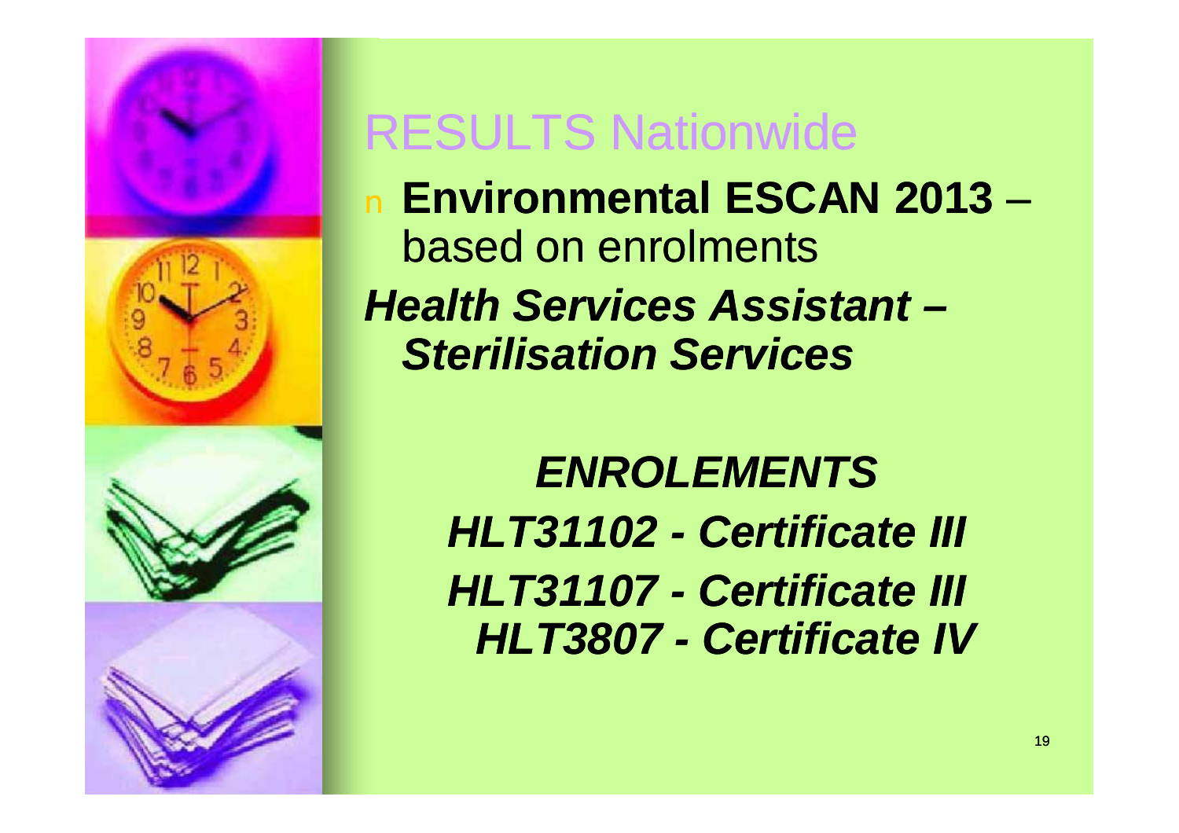# RESULTS Nationwide

- **Environmental ESCAN 2013** – based on enrolments

***Health Services Assistant – Sterilisation Services***

***ENROLEMENTS***

***HLT31102 - Certificate III***

***HLT31107 - Certificate III***

***HLT3807 - Certificate IV***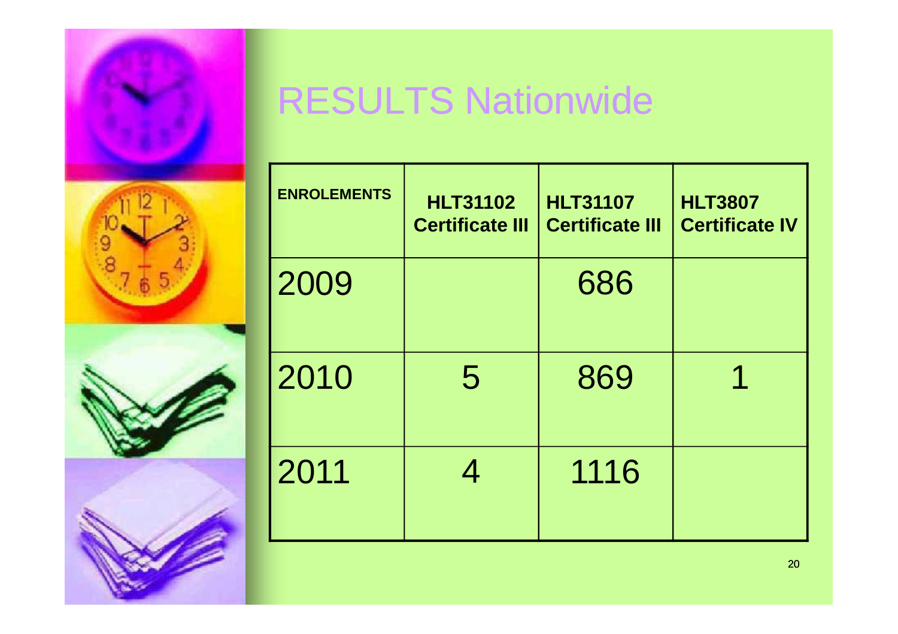# RESULTS Nationwide

| ENROLEMENTS | HLT31102 Certificate III | HLT31107 Certificate III | HLT3807 Certificate IV |
| --- | --- | --- | --- |
| 2009 | | 686 | |
| 2010 | 5 | 869 | 1 |
| 2011 | 4 | 1116 | |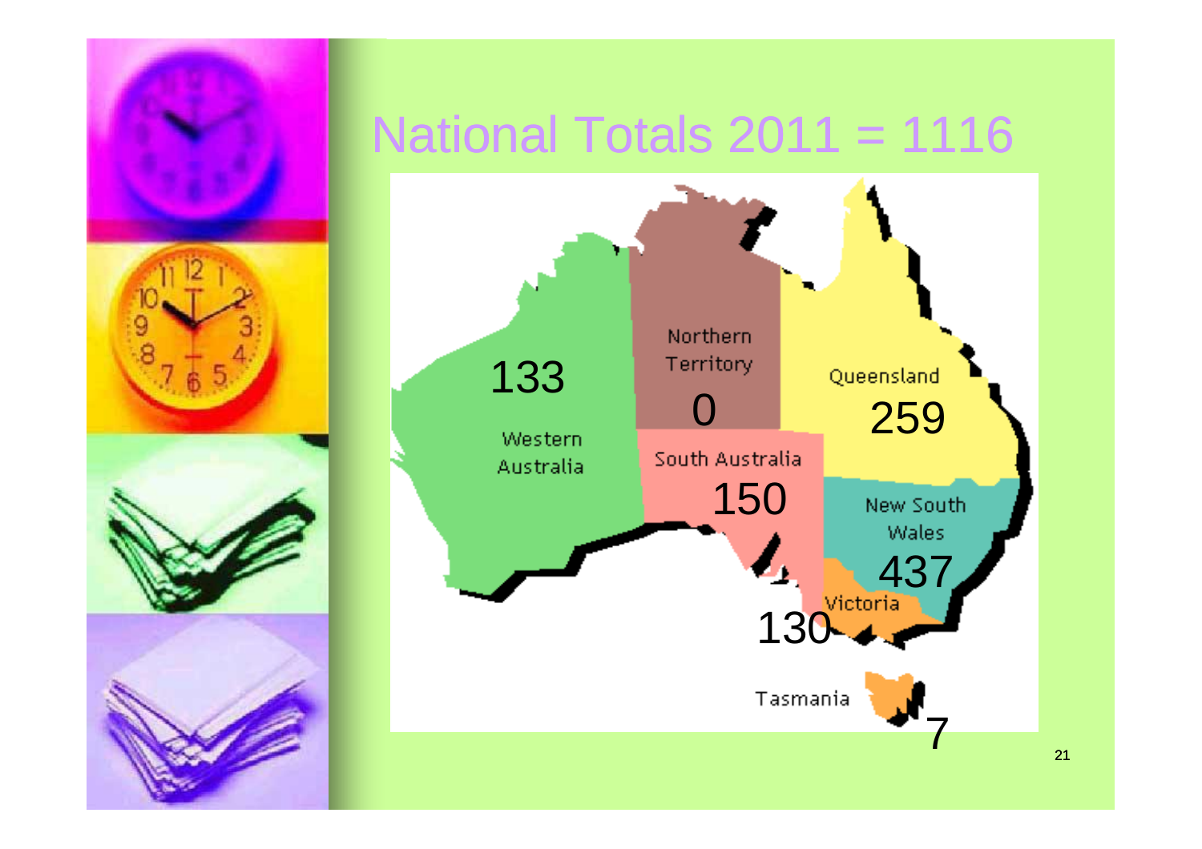# National Totals 2011 = 1116

| State/Territory | Total |
| --- | --- |
| Western Australia | 133 |
| Northern Territory | 0 |
| Queensland | 259 |
| South Australia | 150 |
| New South Wales | 437 |
| Victoria | 130 |
| Tasmania | 7 |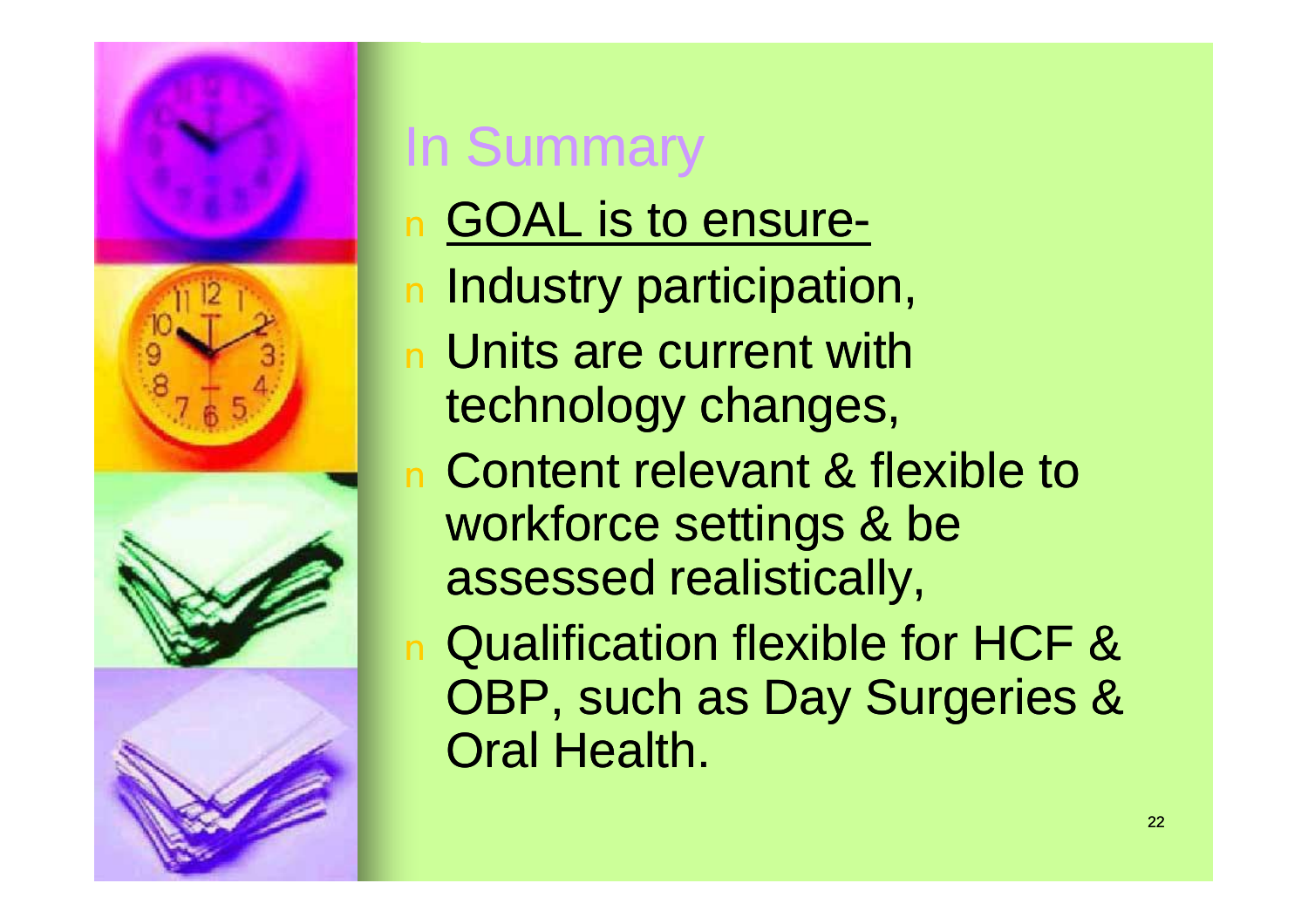# In Summary

- <u>GOAL is to ensure-</u>
- Industry participation,
- Units are current with technology changes,
- Content relevant & flexible to workforce settings & be assessed realistically,
- Qualification flexible for HCF & OBP, such as Day Surgeries & Oral Health.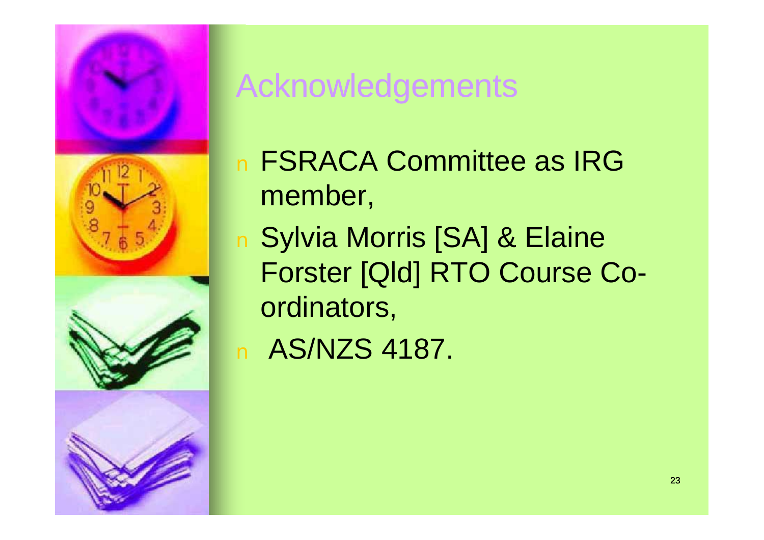# Acknowledgements

- FSRACA Committee as IRG member,
- Sylvia Morris [SA] & Elaine Forster [Qld] RTO Course Co-ordinators,
- AS/NZS 4187.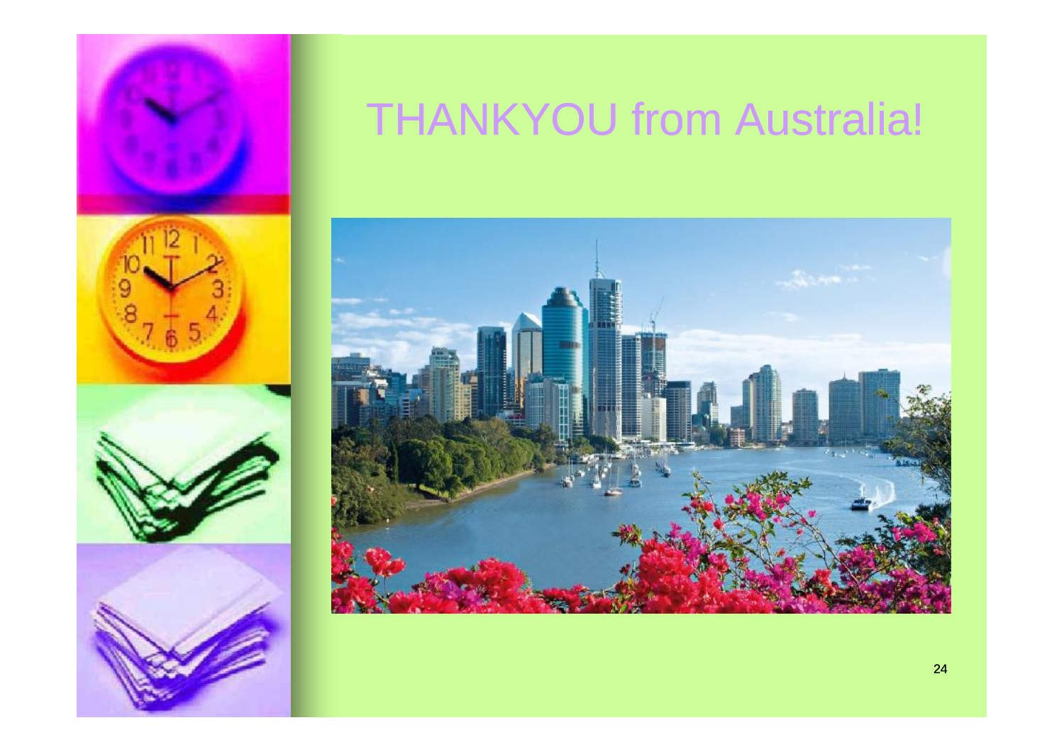# THANKYOU from Australia!